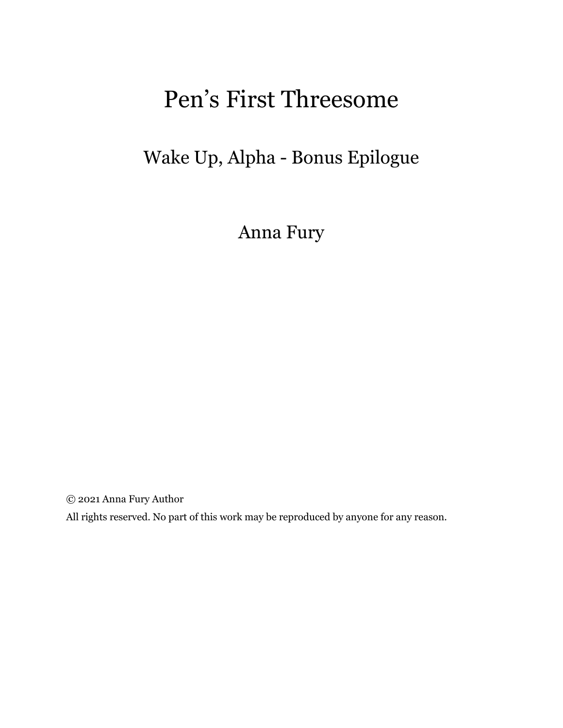# Pen's First Threesome

## Wake Up, Alpha - Bonus Epilogue

Anna Fury

© 2021 Anna Fury Author

All rights reserved. No part of this work may be reproduced by anyone for any reason.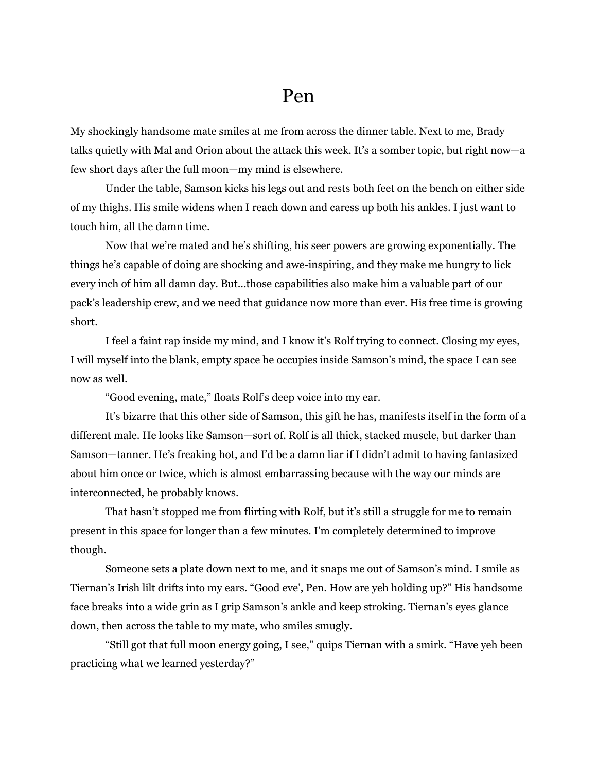# Pen

My shockingly handsome mate smiles at me from across the dinner table. Next to me, Brady talks quietly with Mal and Orion about the attack this week. It's a somber topic, but right now—a few short days after the full moon—my mind is elsewhere.

Under the table, Samson kicks his legs out and rests both feet on the bench on either side of my thighs. His smile widens when I reach down and caress up both his ankles. I just want to touch him, all the damn time.

Now that we're mated and he's shifting, his seer powers are growing exponentially. The things he's capable of doing are shocking and awe-inspiring, and they make me hungry to lick every inch of him all damn day. But…those capabilities also make him a valuable part of our pack's leadership crew, and we need that guidance now more than ever. His free time is growing short.

I feel a faint rap inside my mind, and I know it's Rolf trying to connect. Closing my eyes, I will myself into the blank, empty space he occupies inside Samson's mind, the space I can see now as well.

"Good evening, mate," floats Rolf's deep voice into my ear.

It's bizarre that this other side of Samson, this gift he has, manifests itself in the form of a different male. He looks like Samson—sort of. Rolf is all thick, stacked muscle, but darker than Samson—tanner. He's freaking hot, and I'd be a damn liar if I didn't admit to having fantasized about him once or twice, which is almost embarrassing because with the way our minds are interconnected, he probably knows.

That hasn't stopped me from flirting with Rolf, but it's still a struggle for me to remain present in this space for longer than a few minutes. I'm completely determined to improve though.

Someone sets a plate down next to me, and it snaps me out of Samson's mind. I smile as Tiernan's Irish lilt drifts into my ears. "Good eve', Pen. How are yeh holding up?" His handsome face breaks into a wide grin as I grip Samson's ankle and keep stroking. Tiernan's eyes glance down, then across the table to my mate, who smiles smugly.

"Still got that full moon energy going, I see," quips Tiernan with a smirk. "Have yeh been practicing what we learned yesterday?"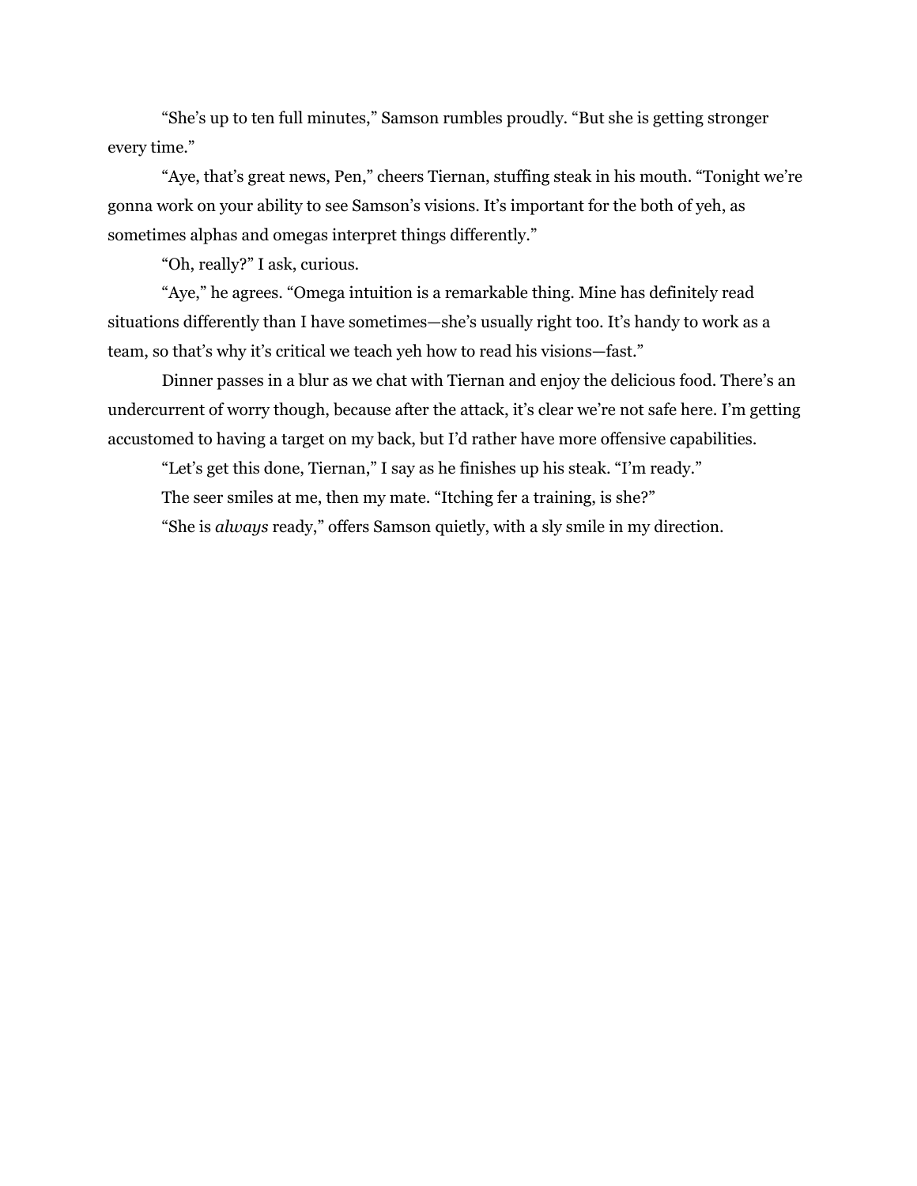"She's up to ten full minutes," Samson rumbles proudly. "But she is getting stronger every time."

"Aye, that's great news, Pen," cheers Tiernan, stuffing steak in his mouth. "Tonight we're gonna work on your ability to see Samson's visions. It's important for the both of yeh, as sometimes alphas and omegas interpret things differently."

"Oh, really?" I ask, curious.

"Aye," he agrees. "Omega intuition is a remarkable thing. Mine has definitely read situations differently than I have sometimes—she's usually right too. It's handy to work as a team, so that's why it's critical we teach yeh how to read his visions—fast."

Dinner passes in a blur as we chat with Tiernan and enjoy the delicious food. There's an undercurrent of worry though, because after the attack, it's clear we're not safe here. I'm getting accustomed to having a target on my back, but I'd rather have more offensive capabilities.

"Let's get this done, Tiernan," I say as he finishes up his steak. "I'm ready."

The seer smiles at me, then my mate. "Itching fer a training, is she?"

"She is *always* ready," offers Samson quietly, with a sly smile in my direction.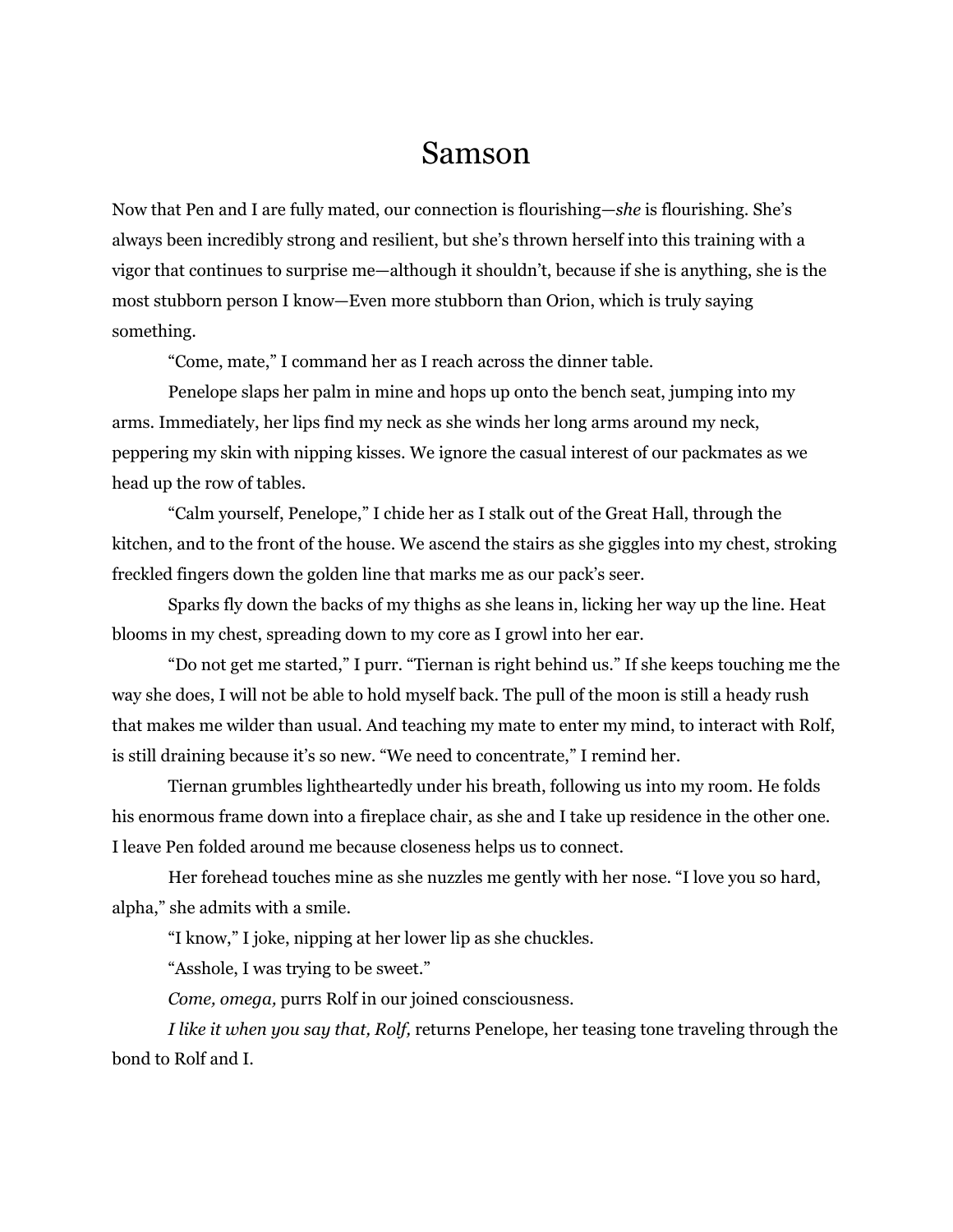# Samson

Now that Pen and I are fully mated, our connection is flourishing—*she* is flourishing. She's always been incredibly strong and resilient, but she's thrown herself into this training with a vigor that continues to surprise me—although it shouldn't, because if she is anything, she is the most stubborn person I know—Even more stubborn than Orion, which is truly saying something.

"Come, mate," I command her as I reach across the dinner table.

Penelope slaps her palm in mine and hops up onto the bench seat, jumping into my arms. Immediately, her lips find my neck as she winds her long arms around my neck, peppering my skin with nipping kisses. We ignore the casual interest of our packmates as we head up the row of tables.

"Calm yourself, Penelope," I chide her as I stalk out of the Great Hall, through the kitchen, and to the front of the house. We ascend the stairs as she giggles into my chest, stroking freckled fingers down the golden line that marks me as our pack's seer.

Sparks fly down the backs of my thighs as she leans in, licking her way up the line. Heat blooms in my chest, spreading down to my core as I growl into her ear.

"Do not get me started," I purr. "Tiernan is right behind us." If she keeps touching me the way she does, I will not be able to hold myself back. The pull of the moon is still a heady rush that makes me wilder than usual. And teaching my mate to enter my mind, to interact with Rolf, is still draining because it's so new. "We need to concentrate," I remind her.

Tiernan grumbles lightheartedly under his breath, following us into my room. He folds his enormous frame down into a fireplace chair, as she and I take up residence in the other one. I leave Pen folded around me because closeness helps us to connect.

Her forehead touches mine as she nuzzles me gently with her nose. "I love you so hard, alpha," she admits with a smile.

"I know," I joke, nipping at her lower lip as she chuckles.

"Asshole, I was trying to be sweet."

*Come, omega,* purrs Rolf in our joined consciousness.

*I like it when you say that, Rolf,* returns Penelope, her teasing tone traveling through the bond to Rolf and I.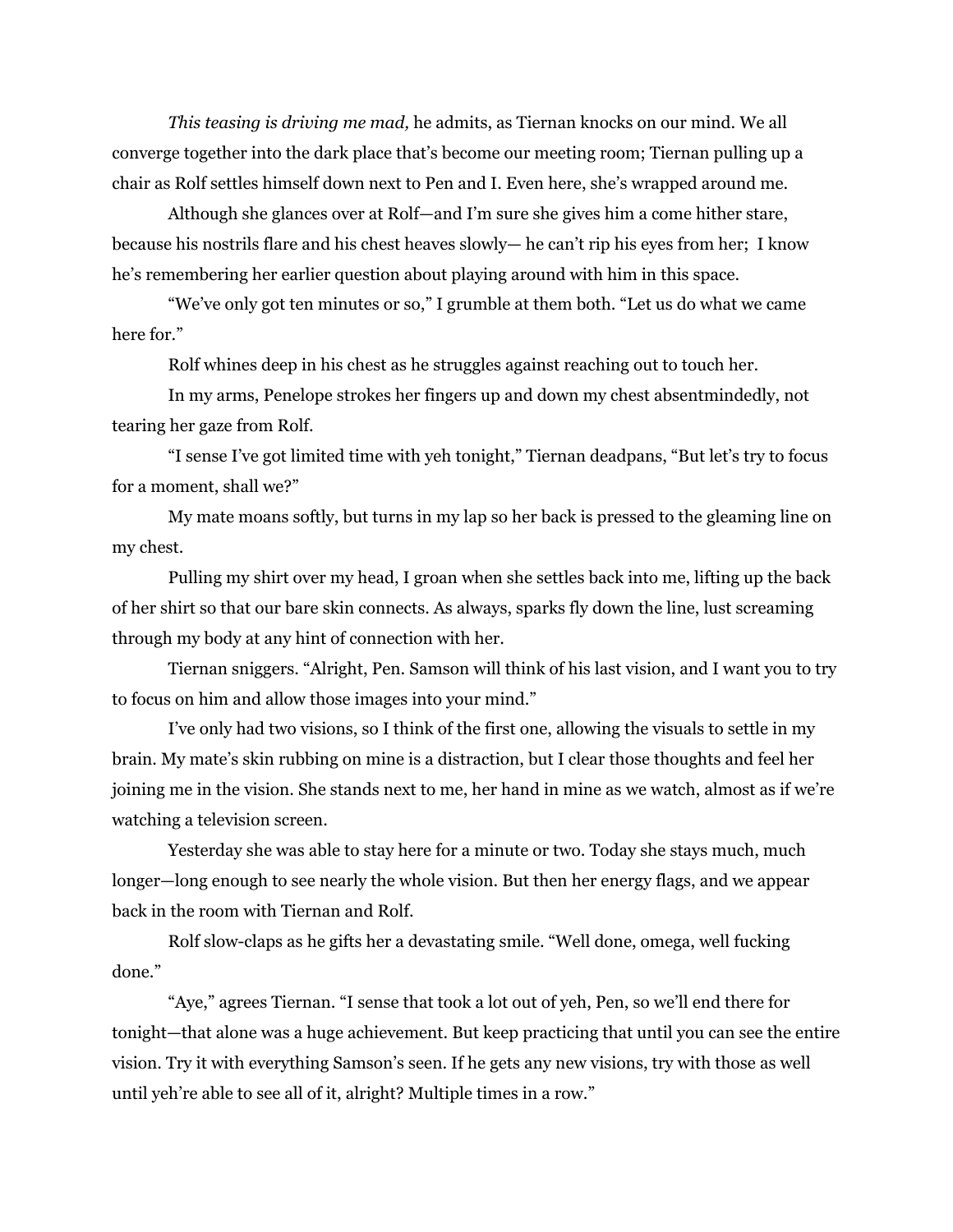*This teasing is driving me mad,* he admits, as Tiernan knocks on our mind. We all converge together into the dark place that's become our meeting room; Tiernan pulling up a chair as Rolf settles himself down next to Pen and I. Even here, she's wrapped around me.

Although she glances over at Rolf—and I'm sure she gives him a come hither stare, because his nostrils flare and his chest heaves slowly— he can't rip his eyes from her;  I know he's remembering her earlier question about playing around with him in this space.

"We've only got ten minutes or so," I grumble at them both. "Let us do what we came here for."

Rolf whines deep in his chest as he struggles against reaching out to touch her.

In my arms, Penelope strokes her fingers up and down my chest absentmindedly, not tearing her gaze from Rolf.

"I sense I've got limited time with yeh tonight," Tiernan deadpans, "But let's try to focus for a moment, shall we?"

My mate moans softly, but turns in my lap so her back is pressed to the gleaming line on my chest.

Pulling my shirt over my head, I groan when she settles back into me, lifting up the back of her shirt so that our bare skin connects. As always, sparks fly down the line, lust screaming through my body at any hint of connection with her.

Tiernan sniggers. "Alright, Pen. Samson will think of his last vision, and I want you to try to focus on him and allow those images into your mind."

I've only had two visions, so I think of the first one, allowing the visuals to settle in my brain. My mate's skin rubbing on mine is a distraction, but I clear those thoughts and feel her joining me in the vision. She stands next to me, her hand in mine as we watch, almost as if we're watching a television screen.

Yesterday she was able to stay here for a minute or two. Today she stays much, much longer—long enough to see nearly the whole vision. But then her energy flags, and we appear back in the room with Tiernan and Rolf.

Rolf slow-claps as he gifts her a devastating smile. "Well done, omega, well fucking done."

"Aye," agrees Tiernan. "I sense that took a lot out of yeh, Pen, so we'll end there for tonight—that alone was a huge achievement. But keep practicing that until you can see the entire vision. Try it with everything Samson's seen. If he gets any new visions, try with those as well until yeh're able to see all of it, alright? Multiple times in a row."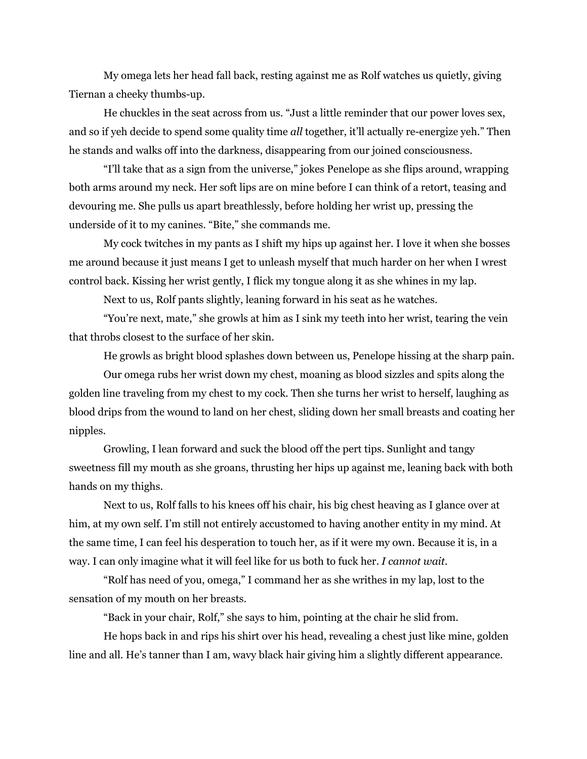My omega lets her head fall back, resting against me as Rolf watches us quietly, giving Tiernan a cheeky thumbs-up.

He chuckles in the seat across from us. "Just a little reminder that our power loves sex, and so if yeh decide to spend some quality time *all* together, it'll actually re-energize yeh." Then he stands and walks off into the darkness, disappearing from our joined consciousness.

"I'll take that as a sign from the universe," jokes Penelope as she flips around, wrapping both arms around my neck. Her soft lips are on mine before I can think of a retort, teasing and devouring me. She pulls us apart breathlessly, before holding her wrist up, pressing the underside of it to my canines. "Bite," she commands me.

My cock twitches in my pants as I shift my hips up against her. I love it when she bosses me around because it just means I get to unleash myself that much harder on her when I wrest control back. Kissing her wrist gently, I flick my tongue along it as she whines in my lap.

Next to us, Rolf pants slightly, leaning forward in his seat as he watches.

"You're next, mate," she growls at him as I sink my teeth into her wrist, tearing the vein that throbs closest to the surface of her skin.

He growls as bright blood splashes down between us, Penelope hissing at the sharp pain.

Our omega rubs her wrist down my chest, moaning as blood sizzles and spits along the golden line traveling from my chest to my cock. Then she turns her wrist to herself, laughing as blood drips from the wound to land on her chest, sliding down her small breasts and coating her nipples.

Growling, I lean forward and suck the blood off the pert tips. Sunlight and tangy sweetness fill my mouth as she groans, thrusting her hips up against me, leaning back with both hands on my thighs.

Next to us, Rolf falls to his knees off his chair, his big chest heaving as I glance over at him, at my own self. I'm still not entirely accustomed to having another entity in my mind. At the same time, I can feel his desperation to touch her, as if it were my own. Because it is, in a way. I can only imagine what it will feel like for us both to fuck her. *I cannot wait.*

"Rolf has need of you, omega," I command her as she writhes in my lap, lost to the sensation of my mouth on her breasts.

"Back in your chair, Rolf," she says to him, pointing at the chair he slid from.

He hops back in and rips his shirt over his head, revealing a chest just like mine, golden line and all. He's tanner than I am, wavy black hair giving him a slightly different appearance.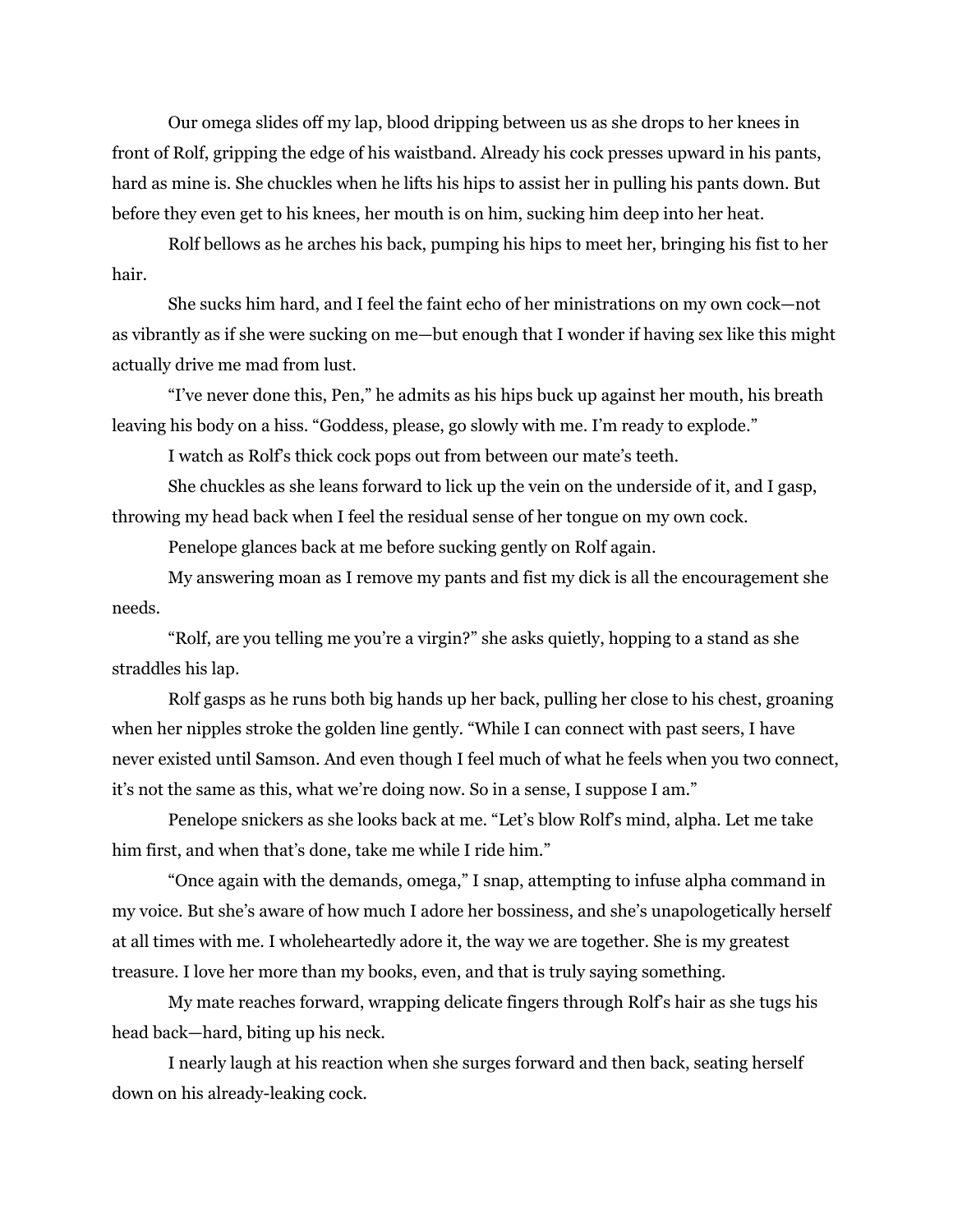Our omega slides off my lap, blood dripping between us as she drops to her knees in front of Rolf, gripping the edge of his waistband. Already his cock presses upward in his pants, hard as mine is. She chuckles when he lifts his hips to assist her in pulling his pants down. But before they even get to his knees, her mouth is on him, sucking him deep into her heat.

Rolf bellows as he arches his back, pumping his hips to meet her, bringing his fist to her hair.

She sucks him hard, and I feel the faint echo of her ministrations on my own cock—not as vibrantly as if she were sucking on me—but enough that I wonder if having sex like this might actually drive me mad from lust.

"I've never done this, Pen," he admits as his hips buck up against her mouth, his breath leaving his body on a hiss. "Goddess, please, go slowly with me. I'm ready to explode."

I watch as Rolf's thick cock pops out from between our mate's teeth.

She chuckles as she leans forward to lick up the vein on the underside of it, and I gasp, throwing my head back when I feel the residual sense of her tongue on my own cock.

Penelope glances back at me before sucking gently on Rolf again.

My answering moan as I remove my pants and fist my dick is all the encouragement she needs.

"Rolf, are you telling me you're a virgin?" she asks quietly, hopping to a stand as she straddles his lap.

Rolf gasps as he runs both big hands up her back, pulling her close to his chest, groaning when her nipples stroke the golden line gently. "While I can connect with past seers, I have never existed until Samson. And even though I feel much of what he feels when you two connect, it's not the same as this, what we're doing now. So in a sense, I suppose I am."

Penelope snickers as she looks back at me. "Let's blow Rolf's mind, alpha. Let me take him first, and when that's done, take me while I ride him."

"Once again with the demands, omega," I snap, attempting to infuse alpha command in my voice. But she's aware of how much I adore her bossiness, and she's unapologetically herself at all times with me. I wholeheartedly adore it, the way we are together. She is my greatest treasure. I love her more than my books, even, and that is truly saying something.

My mate reaches forward, wrapping delicate fingers through Rolf's hair as she tugs his head back—hard, biting up his neck.

I nearly laugh at his reaction when she surges forward and then back, seating herself down on his already-leaking cock.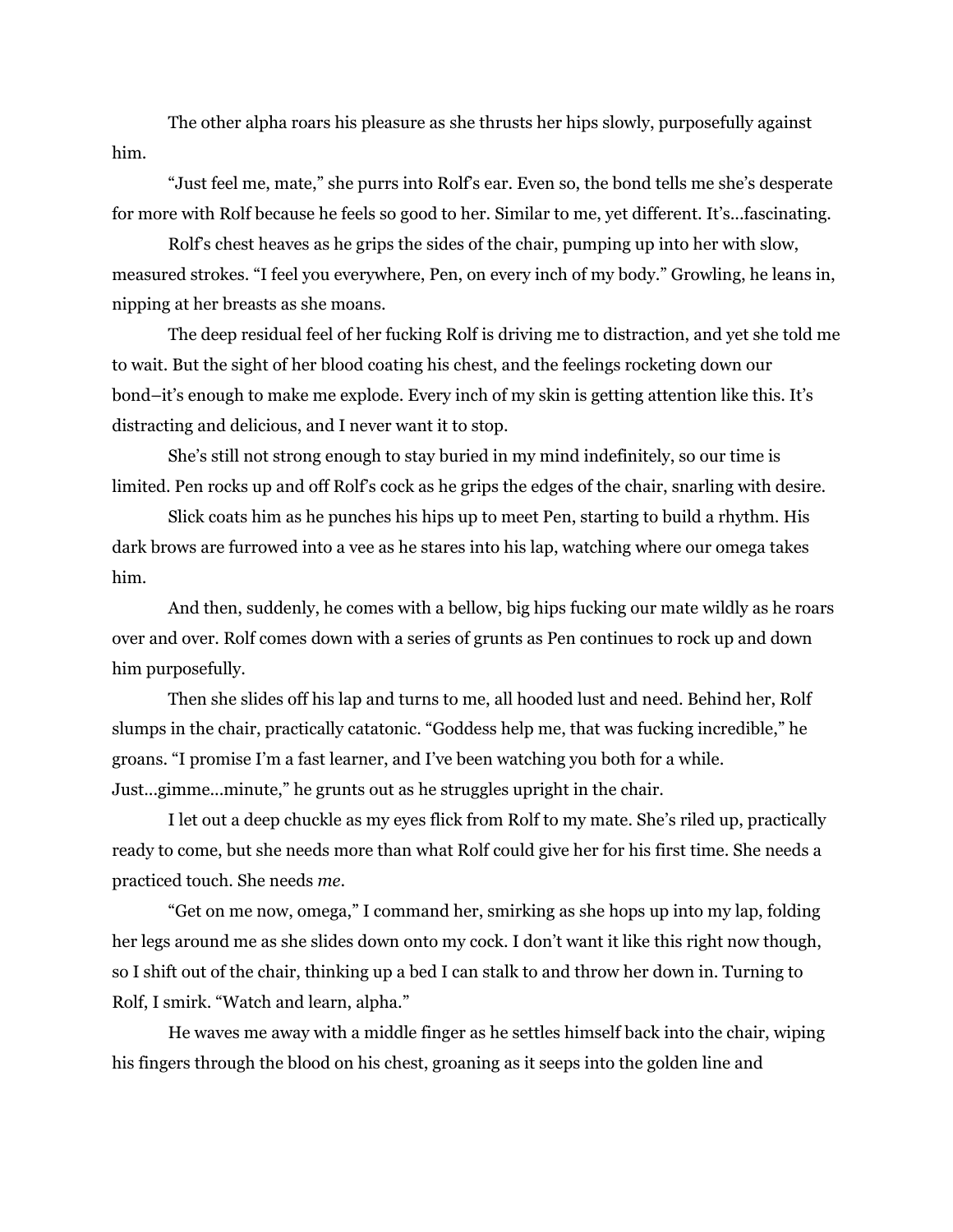The other alpha roars his pleasure as she thrusts her hips slowly, purposefully against him.

"Just feel me, mate," she purrs into Rolf's ear. Even so, the bond tells me she's desperate for more with Rolf because he feels so good to her. Similar to me, yet different. It's…fascinating.

Rolf's chest heaves as he grips the sides of the chair, pumping up into her with slow, measured strokes. "I feel you everywhere, Pen, on every inch of my body." Growling, he leans in, nipping at her breasts as she moans.

The deep residual feel of her fucking Rolf is driving me to distraction, and yet she told me to wait. But the sight of her blood coating his chest, and the feelings rocketing down our bond–it's enough to make me explode. Every inch of my skin is getting attention like this. It's distracting and delicious, and I never want it to stop.

She's still not strong enough to stay buried in my mind indefinitely, so our time is limited. Pen rocks up and off Rolf's cock as he grips the edges of the chair, snarling with desire.

Slick coats him as he punches his hips up to meet Pen, starting to build a rhythm. His dark brows are furrowed into a vee as he stares into his lap, watching where our omega takes him.

And then, suddenly, he comes with a bellow, big hips fucking our mate wildly as he roars over and over. Rolf comes down with a series of grunts as Pen continues to rock up and down him purposefully.

Then she slides off his lap and turns to me, all hooded lust and need. Behind her, Rolf slumps in the chair, practically catatonic. "Goddess help me, that was fucking incredible," he groans. "I promise I'm a fast learner, and I've been watching you both for a while. Just…gimme…minute," he grunts out as he struggles upright in the chair.

I let out a deep chuckle as my eyes flick from Rolf to my mate. She's riled up, practically ready to come, but she needs more than what Rolf could give her for his first time. She needs a practiced touch. She needs *me*.

"Get on me now, omega," I command her, smirking as she hops up into my lap, folding her legs around me as she slides down onto my cock. I don't want it like this right now though, so I shift out of the chair, thinking up a bed I can stalk to and throw her down in. Turning to Rolf, I smirk. "Watch and learn, alpha."

He waves me away with a middle finger as he settles himself back into the chair, wiping his fingers through the blood on his chest, groaning as it seeps into the golden line and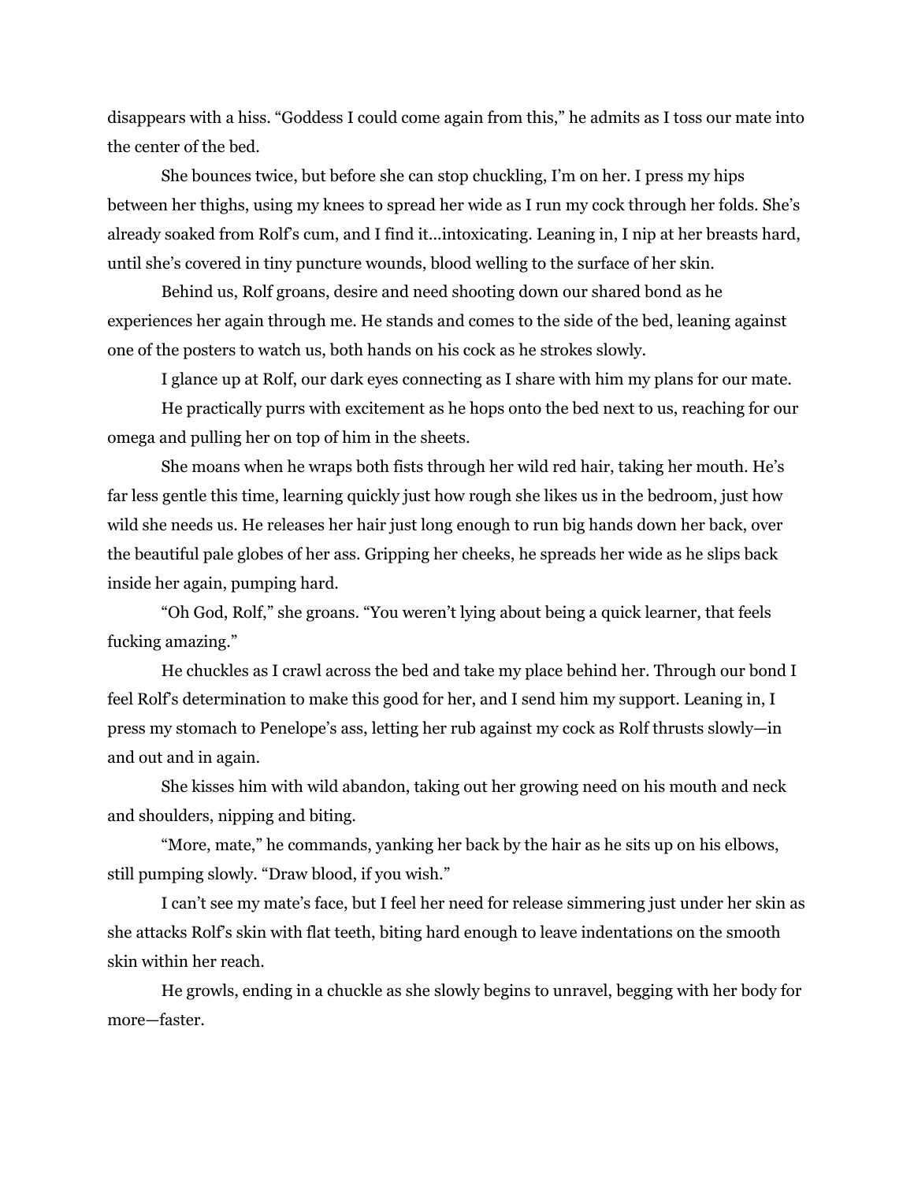disappears with a hiss. "Goddess I could come again from this," he admits as I toss our mate into the center of the bed.

She bounces twice, but before she can stop chuckling, I'm on her. I press my hips between her thighs, using my knees to spread her wide as I run my cock through her folds. She's already soaked from Rolf's cum, and I find it…intoxicating. Leaning in, I nip at her breasts hard, until she's covered in tiny puncture wounds, blood welling to the surface of her skin.

Behind us, Rolf groans, desire and need shooting down our shared bond as he experiences her again through me. He stands and comes to the side of the bed, leaning against one of the posters to watch us, both hands on his cock as he strokes slowly.

I glance up at Rolf, our dark eyes connecting as I share with him my plans for our mate.

He practically purrs with excitement as he hops onto the bed next to us, reaching for our omega and pulling her on top of him in the sheets.

She moans when he wraps both fists through her wild red hair, taking her mouth. He's far less gentle this time, learning quickly just how rough she likes us in the bedroom, just how wild she needs us. He releases her hair just long enough to run big hands down her back, over the beautiful pale globes of her ass. Gripping her cheeks, he spreads her wide as he slips back inside her again, pumping hard.

"Oh God, Rolf," she groans. "You weren't lying about being a quick learner, that feels fucking amazing."

He chuckles as I crawl across the bed and take my place behind her. Through our bond I feel Rolf's determination to make this good for her, and I send him my support. Leaning in, I press my stomach to Penelope's ass, letting her rub against my cock as Rolf thrusts slowly—in and out and in again.

She kisses him with wild abandon, taking out her growing need on his mouth and neck and shoulders, nipping and biting.

"More, mate," he commands, yanking her back by the hair as he sits up on his elbows, still pumping slowly. "Draw blood, if you wish."

I can't see my mate's face, but I feel her need for release simmering just under her skin as she attacks Rolf's skin with flat teeth, biting hard enough to leave indentations on the smooth skin within her reach.

He growls, ending in a chuckle as she slowly begins to unravel, begging with her body for more—faster.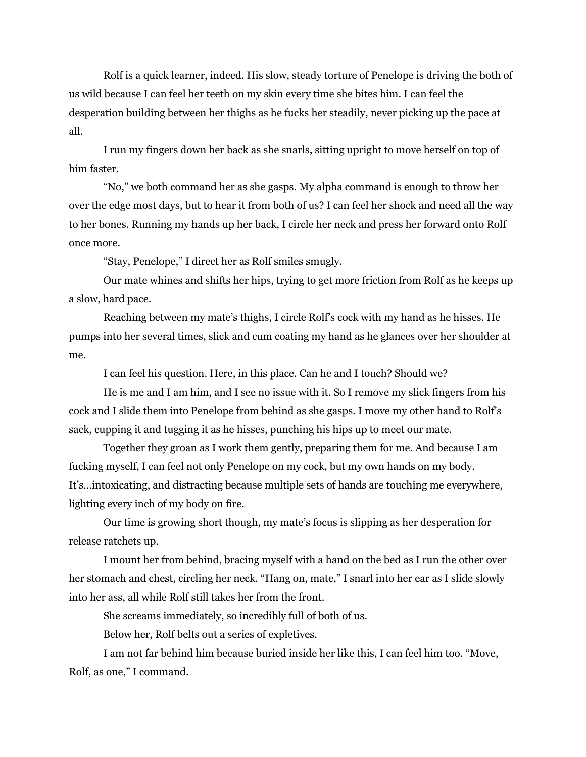Rolf is a quick learner, indeed. His slow, steady torture of Penelope is driving the both of us wild because I can feel her teeth on my skin every time she bites him. I can feel the desperation building between her thighs as he fucks her steadily, never picking up the pace at all.

I run my fingers down her back as she snarls, sitting upright to move herself on top of him faster.

"No," we both command her as she gasps. My alpha command is enough to throw her over the edge most days, but to hear it from both of us? I can feel her shock and need all the way to her bones. Running my hands up her back, I circle her neck and press her forward onto Rolf once more.

"Stay, Penelope," I direct her as Rolf smiles smugly.

Our mate whines and shifts her hips, trying to get more friction from Rolf as he keeps up a slow, hard pace.

Reaching between my mate's thighs, I circle Rolf's cock with my hand as he hisses. He pumps into her several times, slick and cum coating my hand as he glances over her shoulder at me.

I can feel his question. Here, in this place. Can he and I touch? Should we?

He is me and I am him, and I see no issue with it. So I remove my slick fingers from his cock and I slide them into Penelope from behind as she gasps. I move my other hand to Rolf's sack, cupping it and tugging it as he hisses, punching his hips up to meet our mate.

Together they groan as I work them gently, preparing them for me. And because I am fucking myself, I can feel not only Penelope on my cock, but my own hands on my body. It's…intoxicating, and distracting because multiple sets of hands are touching me everywhere, lighting every inch of my body on fire.

Our time is growing short though, my mate's focus is slipping as her desperation for release ratchets up.

I mount her from behind, bracing myself with a hand on the bed as I run the other over her stomach and chest, circling her neck. "Hang on, mate," I snarl into her ear as I slide slowly into her ass, all while Rolf still takes her from the front.

She screams immediately, so incredibly full of both of us.

Below her, Rolf belts out a series of expletives.

I am not far behind him because buried inside her like this, I can feel him too. "Move, Rolf, as one," I command.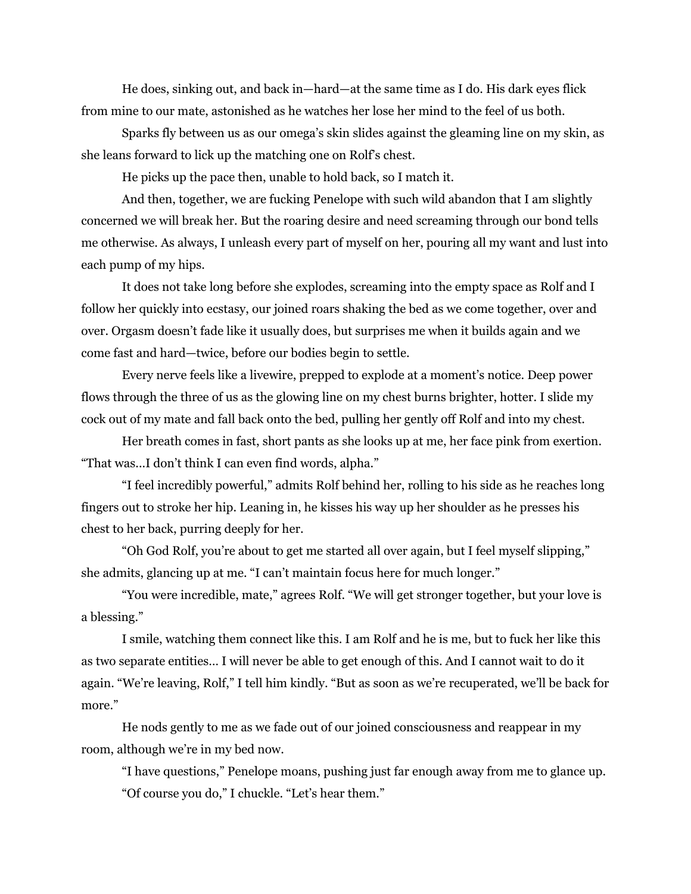He does, sinking out, and back in—hard—at the same time as I do. His dark eyes flick from mine to our mate, astonished as he watches her lose her mind to the feel of us both.

Sparks fly between us as our omega's skin slides against the gleaming line on my skin, as she leans forward to lick up the matching one on Rolf's chest.

He picks up the pace then, unable to hold back, so I match it.

And then, together, we are fucking Penelope with such wild abandon that I am slightly concerned we will break her. But the roaring desire and need screaming through our bond tells me otherwise. As always, I unleash every part of myself on her, pouring all my want and lust into each pump of my hips.

It does not take long before she explodes, screaming into the empty space as Rolf and I follow her quickly into ecstasy, our joined roars shaking the bed as we come together, over and over. Orgasm doesn't fade like it usually does, but surprises me when it builds again and we come fast and hard—twice, before our bodies begin to settle.

Every nerve feels like a livewire, prepped to explode at a moment's notice. Deep power flows through the three of us as the glowing line on my chest burns brighter, hotter. I slide my cock out of my mate and fall back onto the bed, pulling her gently off Rolf and into my chest.

Her breath comes in fast, short pants as she looks up at me, her face pink from exertion. "That was...I don't think I can even find words, alpha."

"I feel incredibly powerful," admits Rolf behind her, rolling to his side as he reaches long fingers out to stroke her hip. Leaning in, he kisses his way up her shoulder as he presses his chest to her back, purring deeply for her.

"Oh God Rolf, you're about to get me started all over again, but I feel myself slipping," she admits, glancing up at me. "I can't maintain focus here for much longer."

"You were incredible, mate," agrees Rolf. "We will get stronger together, but your love is a blessing."

I smile, watching them connect like this. I am Rolf and he is me, but to fuck her like this as two separate entities... I will never be able to get enough of this. And I cannot wait to do it again. "We're leaving, Rolf," I tell him kindly. "But as soon as we're recuperated, we'll be back for more."

He nods gently to me as we fade out of our joined consciousness and reappear in my room, although we're in my bed now.

"I have questions," Penelope moans, pushing just far enough away from me to glance up.

"Of course you do," I chuckle. "Let's hear them."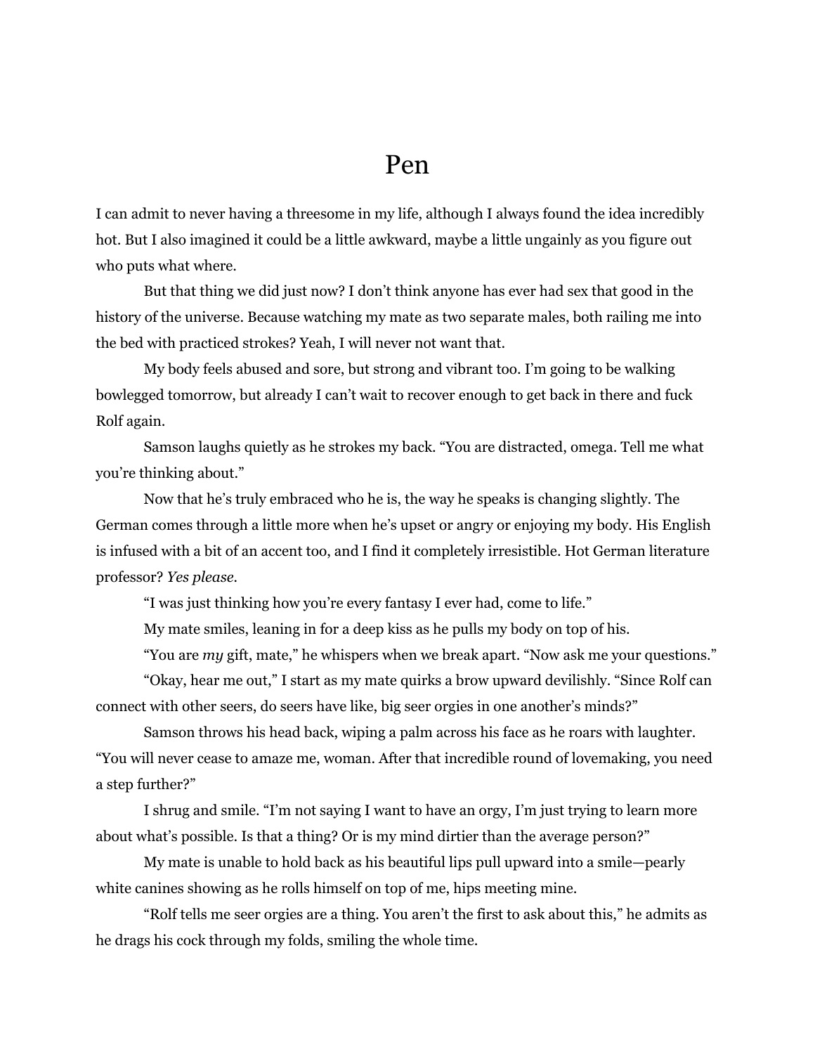# Pen

I can admit to never having a threesome in my life, although I always found the idea incredibly hot. But I also imagined it could be a little awkward, maybe a little ungainly as you figure out who puts what where.

But that thing we did just now? I don't think anyone has ever had sex that good in the history of the universe. Because watching my mate as two separate males, both railing me into the bed with practiced strokes? Yeah, I will never not want that.

My body feels abused and sore, but strong and vibrant too. I'm going to be walking bowlegged tomorrow, but already I can't wait to recover enough to get back in there and fuck Rolf again.

Samson laughs quietly as he strokes my back. "You are distracted, omega. Tell me what you're thinking about."

Now that he's truly embraced who he is, the way he speaks is changing slightly. The German comes through a little more when he's upset or angry or enjoying my body. His English is infused with a bit of an accent too, and I find it completely irresistible. Hot German literature professor? *Yes please.*

"I was just thinking how you're every fantasy I ever had, come to life."

My mate smiles, leaning in for a deep kiss as he pulls my body on top of his.

"You are *my* gift, mate," he whispers when we break apart. "Now ask me your questions."

"Okay, hear me out," I start as my mate quirks a brow upward devilishly. "Since Rolf can connect with other seers, do seers have like, big seer orgies in one another's minds?"

Samson throws his head back, wiping a palm across his face as he roars with laughter. "You will never cease to amaze me, woman. After that incredible round of lovemaking, you need a step further?"

I shrug and smile. "I'm not saying I want to have an orgy, I'm just trying to learn more about what's possible. Is that a thing? Or is my mind dirtier than the average person?"

My mate is unable to hold back as his beautiful lips pull upward into a smile—pearly white canines showing as he rolls himself on top of me, hips meeting mine.

"Rolf tells me seer orgies are a thing. You aren't the first to ask about this," he admits as he drags his cock through my folds, smiling the whole time.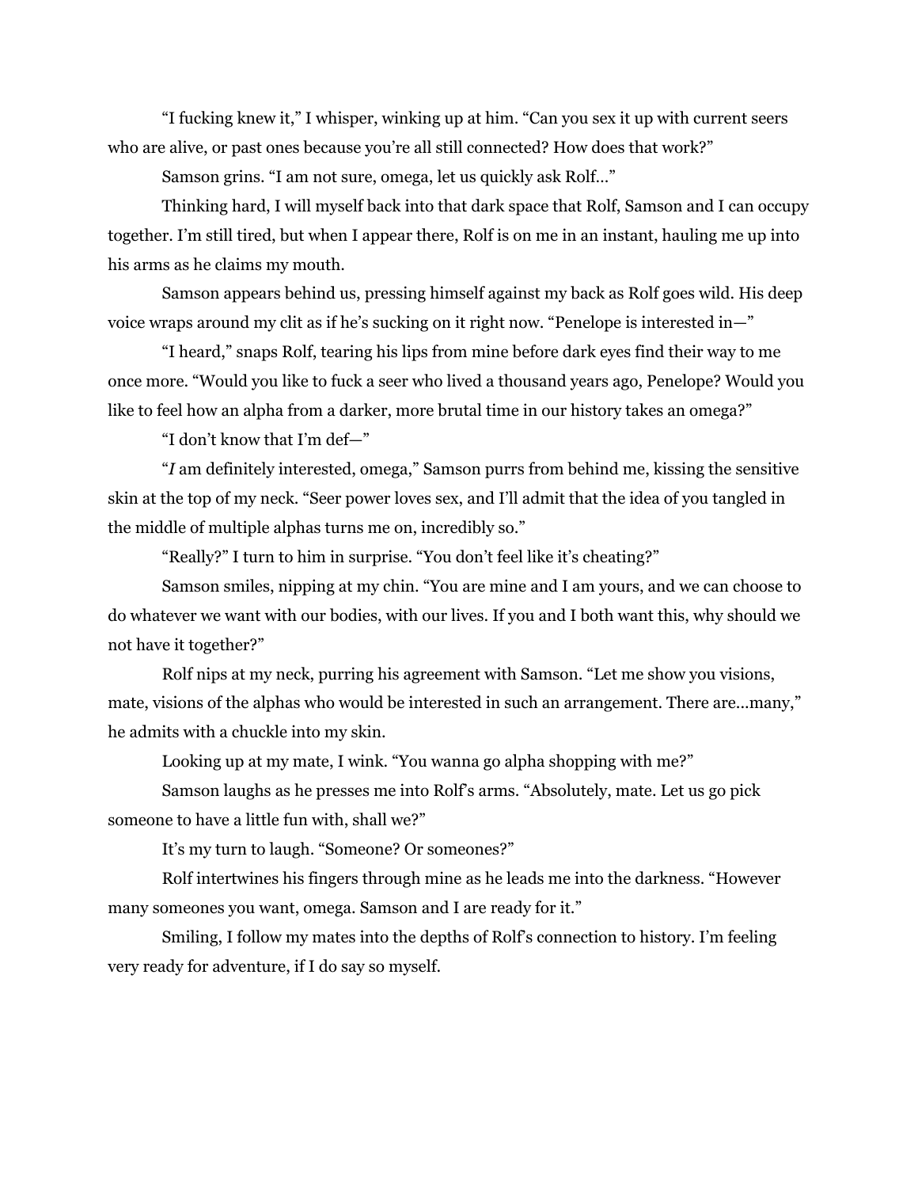"I fucking knew it," I whisper, winking up at him. "Can you sex it up with current seers who are alive, or past ones because you're all still connected? How does that work?"

Samson grins. "I am not sure, omega, let us quickly ask Rolf…"

Thinking hard, I will myself back into that dark space that Rolf, Samson and I can occupy together. I'm still tired, but when I appear there, Rolf is on me in an instant, hauling me up into his arms as he claims my mouth.

Samson appears behind us, pressing himself against my back as Rolf goes wild. His deep voice wraps around my clit as if he's sucking on it right now. "Penelope is interested in—"

"I heard," snaps Rolf, tearing his lips from mine before dark eyes find their way to me once more. "Would you like to fuck a seer who lived a thousand years ago, Penelope? Would you like to feel how an alpha from a darker, more brutal time in our history takes an omega?"

"I don't know that I'm def—"

"*I* am definitely interested, omega," Samson purrs from behind me, kissing the sensitive skin at the top of my neck. "Seer power loves sex, and I'll admit that the idea of you tangled in the middle of multiple alphas turns me on, incredibly so."

"Really?" I turn to him in surprise. "You don't feel like it's cheating?"

Samson smiles, nipping at my chin. "You are mine and I am yours, and we can choose to do whatever we want with our bodies, with our lives. If you and I both want this, why should we not have it together?"

Rolf nips at my neck, purring his agreement with Samson. "Let me show you visions, mate, visions of the alphas who would be interested in such an arrangement. There are…many," he admits with a chuckle into my skin.

Looking up at my mate, I wink. "You wanna go alpha shopping with me?"

Samson laughs as he presses me into Rolf's arms. "Absolutely, mate. Let us go pick someone to have a little fun with, shall we?"

It's my turn to laugh. "Someone? Or someones?"

Rolf intertwines his fingers through mine as he leads me into the darkness. "However many someones you want, omega. Samson and I are ready for it."

Smiling, I follow my mates into the depths of Rolf's connection to history. I'm feeling very ready for adventure, if I do say so myself.